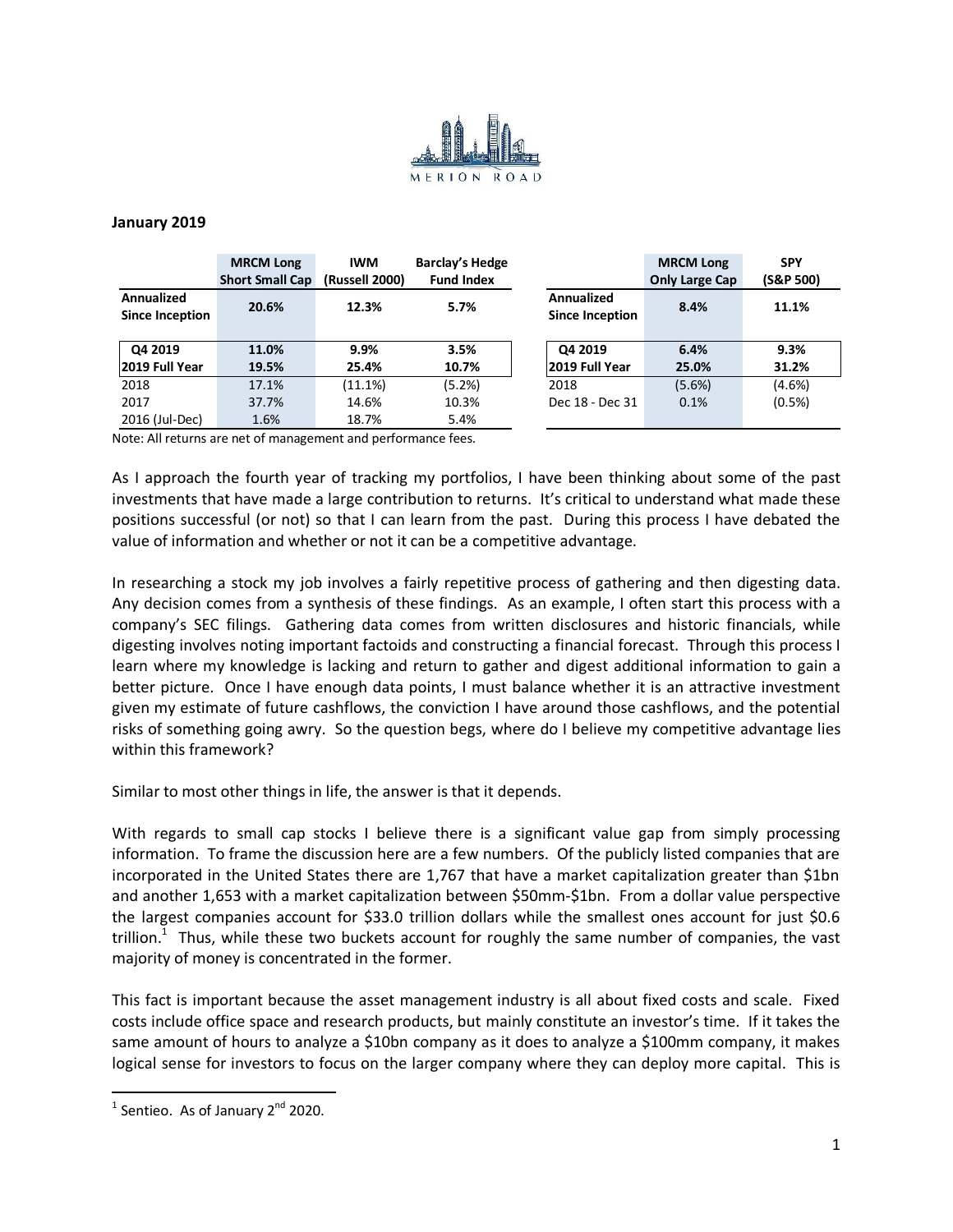MERION ROAD

**January 2019**

| | MRCM Long Short Small Cap | IWM (Russell 2000) | Barclay's Hedge Fund Index |
|---|---|---|---|
| **Annualized Since Inception** | **20.6%** | **12.3%** | **5.7%** |
| **Q4 2019** | **11.0%** | **9.9%** | **3.5%** |
| **2019 Full Year** | **19.5%** | **25.4%** | **10.7%** |
| 2018 | 17.1% | (11.1%) | (5.2%) |
| 2017 | 37.7% | 14.6% | 10.3% |
| 2016 (Jul-Dec) | 1.6% | 18.7% | 5.4% |

| | MRCM Long Only Large Cap | SPY (S&P 500) |
|---|---|---|
| **Annualized Since Inception** | **8.4%** | **11.1%** |
| **Q4 2019** | **6.4%** | **9.3%** |
| **2019 Full Year** | **25.0%** | **31.2%** |
| 2018 | (5.6%) | (4.6%) |
| Dec 18 - Dec 31 | 0.1% | (0.5%) |

Note: All returns are net of management and performance fees.

As I approach the fourth year of tracking my portfolios, I have been thinking about some of the past investments that have made a large contribution to returns. It's critical to understand what made these positions successful (or not) so that I can learn from the past. During this process I have debated the value of information and whether or not it can be a competitive advantage.

In researching a stock my job involves a fairly repetitive process of gathering and then digesting data. Any decision comes from a synthesis of these findings. As an example, I often start this process with a company's SEC filings. Gathering data comes from written disclosures and historic financials, while digesting involves noting important factoids and constructing a financial forecast. Through this process I learn where my knowledge is lacking and return to gather and digest additional information to gain a better picture. Once I have enough data points, I must balance whether it is an attractive investment given my estimate of future cashflows, the conviction I have around those cashflows, and the potential risks of something going awry. So the question begs, where do I believe my competitive advantage lies within this framework?

Similar to most other things in life, the answer is that it depends.

With regards to small cap stocks I believe there is a significant value gap from simply processing information. To frame the discussion here are a few numbers. Of the publicly listed companies that are incorporated in the United States there are 1,767 that have a market capitalization greater than $1bn and another 1,653 with a market capitalization between $50mm-$1bn. From a dollar value perspective the largest companies account for $33.0 trillion dollars while the smallest ones account for just $0.6 trillion.[1] Thus, while these two buckets account for roughly the same number of companies, the vast majority of money is concentrated in the former.

This fact is important because the asset management industry is all about fixed costs and scale. Fixed costs include office space and research products, but mainly constitute an investor's time. If it takes the same amount of hours to analyze a $10bn company as it does to analyze a $100mm company, it makes logical sense for investors to focus on the larger company where they can deploy more capital. This is

[1] Sentieo. As of January 2nd 2020.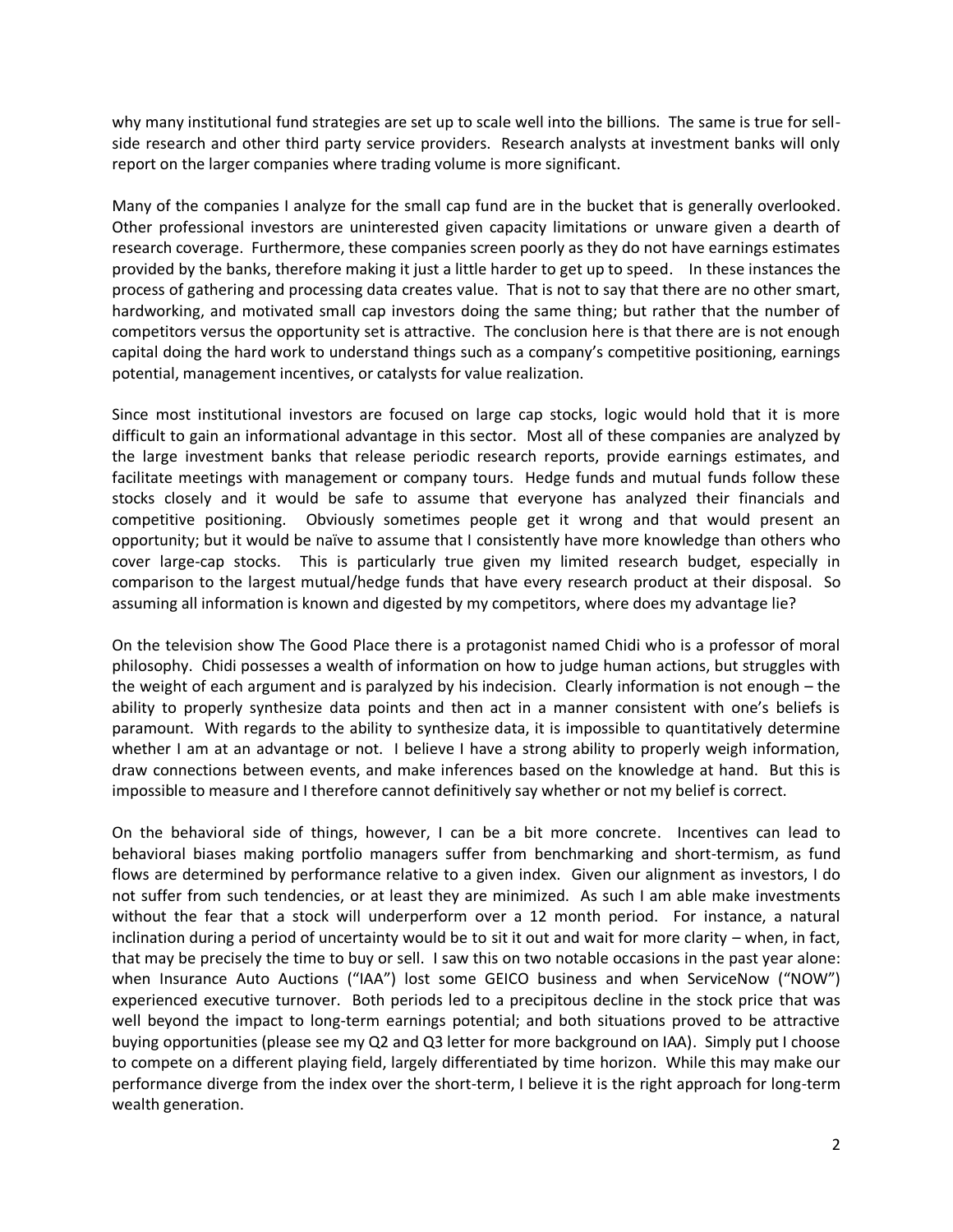why many institutional fund strategies are set up to scale well into the billions. The same is true for sell-side research and other third party service providers. Research analysts at investment banks will only report on the larger companies where trading volume is more significant.

Many of the companies I analyze for the small cap fund are in the bucket that is generally overlooked. Other professional investors are uninterested given capacity limitations or unware given a dearth of research coverage. Furthermore, these companies screen poorly as they do not have earnings estimates provided by the banks, therefore making it just a little harder to get up to speed. In these instances the process of gathering and processing data creates value. That is not to say that there are no other smart, hardworking, and motivated small cap investors doing the same thing; but rather that the number of competitors versus the opportunity set is attractive. The conclusion here is that there are is not enough capital doing the hard work to understand things such as a company's competitive positioning, earnings potential, management incentives, or catalysts for value realization.

Since most institutional investors are focused on large cap stocks, logic would hold that it is more difficult to gain an informational advantage in this sector. Most all of these companies are analyzed by the large investment banks that release periodic research reports, provide earnings estimates, and facilitate meetings with management or company tours. Hedge funds and mutual funds follow these stocks closely and it would be safe to assume that everyone has analyzed their financials and competitive positioning. Obviously sometimes people get it wrong and that would present an opportunity; but it would be naïve to assume that I consistently have more knowledge than others who cover large-cap stocks. This is particularly true given my limited research budget, especially in comparison to the largest mutual/hedge funds that have every research product at their disposal. So assuming all information is known and digested by my competitors, where does my advantage lie?

On the television show The Good Place there is a protagonist named Chidi who is a professor of moral philosophy. Chidi possesses a wealth of information on how to judge human actions, but struggles with the weight of each argument and is paralyzed by his indecision. Clearly information is not enough – the ability to properly synthesize data points and then act in a manner consistent with one's beliefs is paramount. With regards to the ability to synthesize data, it is impossible to quantitatively determine whether I am at an advantage or not. I believe I have a strong ability to properly weigh information, draw connections between events, and make inferences based on the knowledge at hand. But this is impossible to measure and I therefore cannot definitively say whether or not my belief is correct.

On the behavioral side of things, however, I can be a bit more concrete. Incentives can lead to behavioral biases making portfolio managers suffer from benchmarking and short-termism, as fund flows are determined by performance relative to a given index. Given our alignment as investors, I do not suffer from such tendencies, or at least they are minimized. As such I am able make investments without the fear that a stock will underperform over a 12 month period. For instance, a natural inclination during a period of uncertainty would be to sit it out and wait for more clarity – when, in fact, that may be precisely the time to buy or sell. I saw this on two notable occasions in the past year alone: when Insurance Auto Auctions ("IAA") lost some GEICO business and when ServiceNow ("NOW") experienced executive turnover. Both periods led to a precipitous decline in the stock price that was well beyond the impact to long-term earnings potential; and both situations proved to be attractive buying opportunities (please see my Q2 and Q3 letter for more background on IAA). Simply put I choose to compete on a different playing field, largely differentiated by time horizon. While this may make our performance diverge from the index over the short-term, I believe it is the right approach for long-term wealth generation.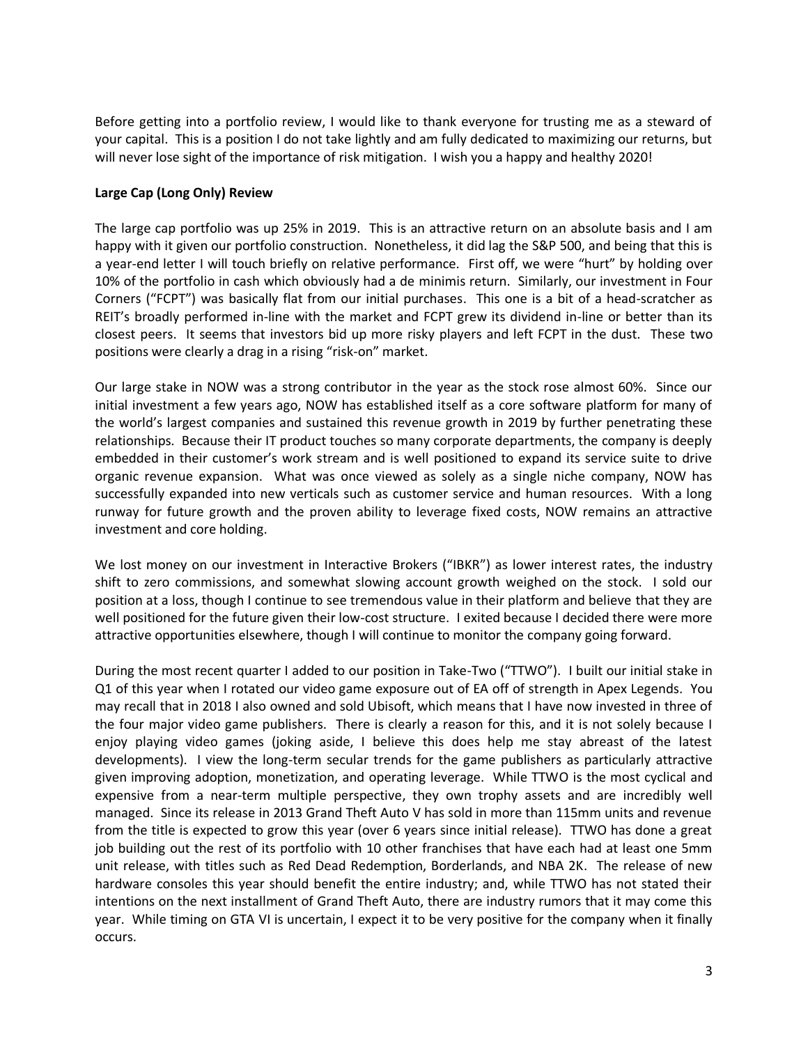Before getting into a portfolio review, I would like to thank everyone for trusting me as a steward of your capital. This is a position I do not take lightly and am fully dedicated to maximizing our returns, but will never lose sight of the importance of risk mitigation. I wish you a happy and healthy 2020!

**Large Cap (Long Only) Review**

The large cap portfolio was up 25% in 2019. This is an attractive return on an absolute basis and I am happy with it given our portfolio construction. Nonetheless, it did lag the S&P 500, and being that this is a year-end letter I will touch briefly on relative performance. First off, we were "hurt" by holding over 10% of the portfolio in cash which obviously had a de minimis return. Similarly, our investment in Four Corners ("FCPT") was basically flat from our initial purchases. This one is a bit of a head-scratcher as REIT's broadly performed in-line with the market and FCPT grew its dividend in-line or better than its closest peers. It seems that investors bid up more risky players and left FCPT in the dust. These two positions were clearly a drag in a rising "risk-on" market.

Our large stake in NOW was a strong contributor in the year as the stock rose almost 60%. Since our initial investment a few years ago, NOW has established itself as a core software platform for many of the world's largest companies and sustained this revenue growth in 2019 by further penetrating these relationships. Because their IT product touches so many corporate departments, the company is deeply embedded in their customer's work stream and is well positioned to expand its service suite to drive organic revenue expansion. What was once viewed as solely as a single niche company, NOW has successfully expanded into new verticals such as customer service and human resources. With a long runway for future growth and the proven ability to leverage fixed costs, NOW remains an attractive investment and core holding.

We lost money on our investment in Interactive Brokers ("IBKR") as lower interest rates, the industry shift to zero commissions, and somewhat slowing account growth weighed on the stock. I sold our position at a loss, though I continue to see tremendous value in their platform and believe that they are well positioned for the future given their low-cost structure. I exited because I decided there were more attractive opportunities elsewhere, though I will continue to monitor the company going forward.

During the most recent quarter I added to our position in Take-Two ("TTWO"). I built our initial stake in Q1 of this year when I rotated our video game exposure out of EA off of strength in Apex Legends. You may recall that in 2018 I also owned and sold Ubisoft, which means that I have now invested in three of the four major video game publishers. There is clearly a reason for this, and it is not solely because I enjoy playing video games (joking aside, I believe this does help me stay abreast of the latest developments). I view the long-term secular trends for the game publishers as particularly attractive given improving adoption, monetization, and operating leverage. While TTWO is the most cyclical and expensive from a near-term multiple perspective, they own trophy assets and are incredibly well managed. Since its release in 2013 Grand Theft Auto V has sold in more than 115mm units and revenue from the title is expected to grow this year (over 6 years since initial release). TTWO has done a great job building out the rest of its portfolio with 10 other franchises that have each had at least one 5mm unit release, with titles such as Red Dead Redemption, Borderlands, and NBA 2K. The release of new hardware consoles this year should benefit the entire industry; and, while TTWO has not stated their intentions on the next installment of Grand Theft Auto, there are industry rumors that it may come this year. While timing on GTA VI is uncertain, I expect it to be very positive for the company when it finally occurs.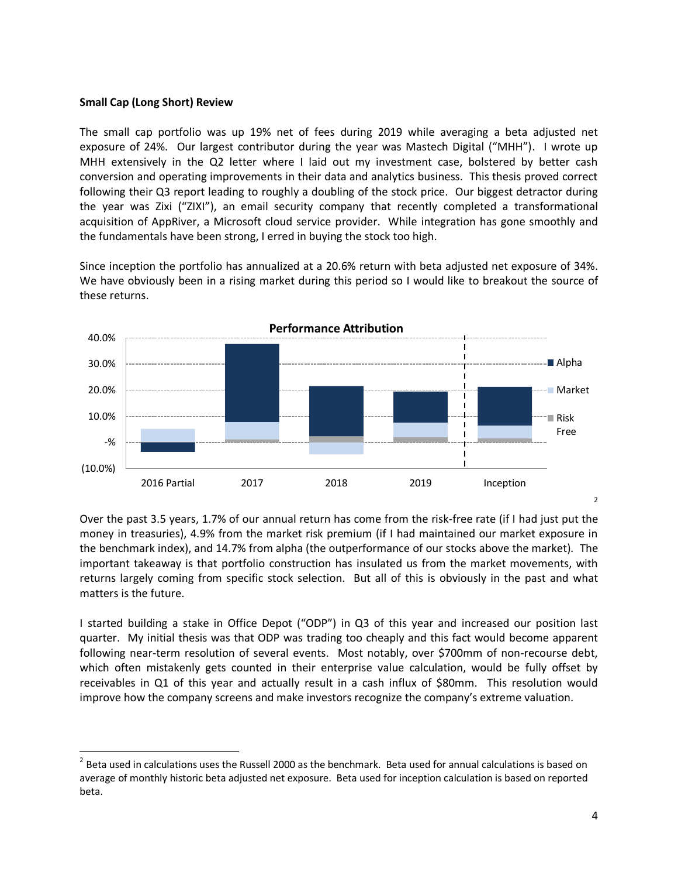**Small Cap (Long Short) Review**

The small cap portfolio was up 19% net of fees during 2019 while averaging a beta adjusted net exposure of 24%. Our largest contributor during the year was Mastech Digital ("MHH"). I wrote up MHH extensively in the Q2 letter where I laid out my investment case, bolstered by better cash conversion and operating improvements in their data and analytics business. This thesis proved correct following their Q3 report leading to roughly a doubling of the stock price. Our biggest detractor during the year was Zixi ("ZIXI"), an email security company that recently completed a transformational acquisition of AppRiver, a Microsoft cloud service provider. While integration has gone smoothly and the fundamentals have been strong, I erred in buying the stock too high.

Since inception the portfolio has annualized at a 20.6% return with beta adjusted net exposure of 34%. We have obviously been in a rising market during this period so I would like to breakout the source of these returns.

**Performance Attribution**[2]

Over the past 3.5 years, 1.7% of our annual return has come from the risk-free rate (if I had just put the money in treasuries), 4.9% from the market risk premium (if I had maintained our market exposure in the benchmark index), and 14.7% from alpha (the outperformance of our stocks above the market). The important takeaway is that portfolio construction has insulated us from the market movements, with returns largely coming from specific stock selection. But all of this is obviously in the past and what matters is the future.

I started building a stake in Office Depot ("ODP") in Q3 of this year and increased our position last quarter. My initial thesis was that ODP was trading too cheaply and this fact would become apparent following near-term resolution of several events. Most notably, over $700mm of non-recourse debt, which often mistakenly gets counted in their enterprise value calculation, would be fully offset by receivables in Q1 of this year and actually result in a cash influx of $80mm. This resolution would improve how the company screens and make investors recognize the company's extreme valuation.

---

[2] Beta used in calculations uses the Russell 2000 as the benchmark. Beta used for annual calculations is based on average of monthly historic beta adjusted net exposure. Beta used for inception calculation is based on reported beta.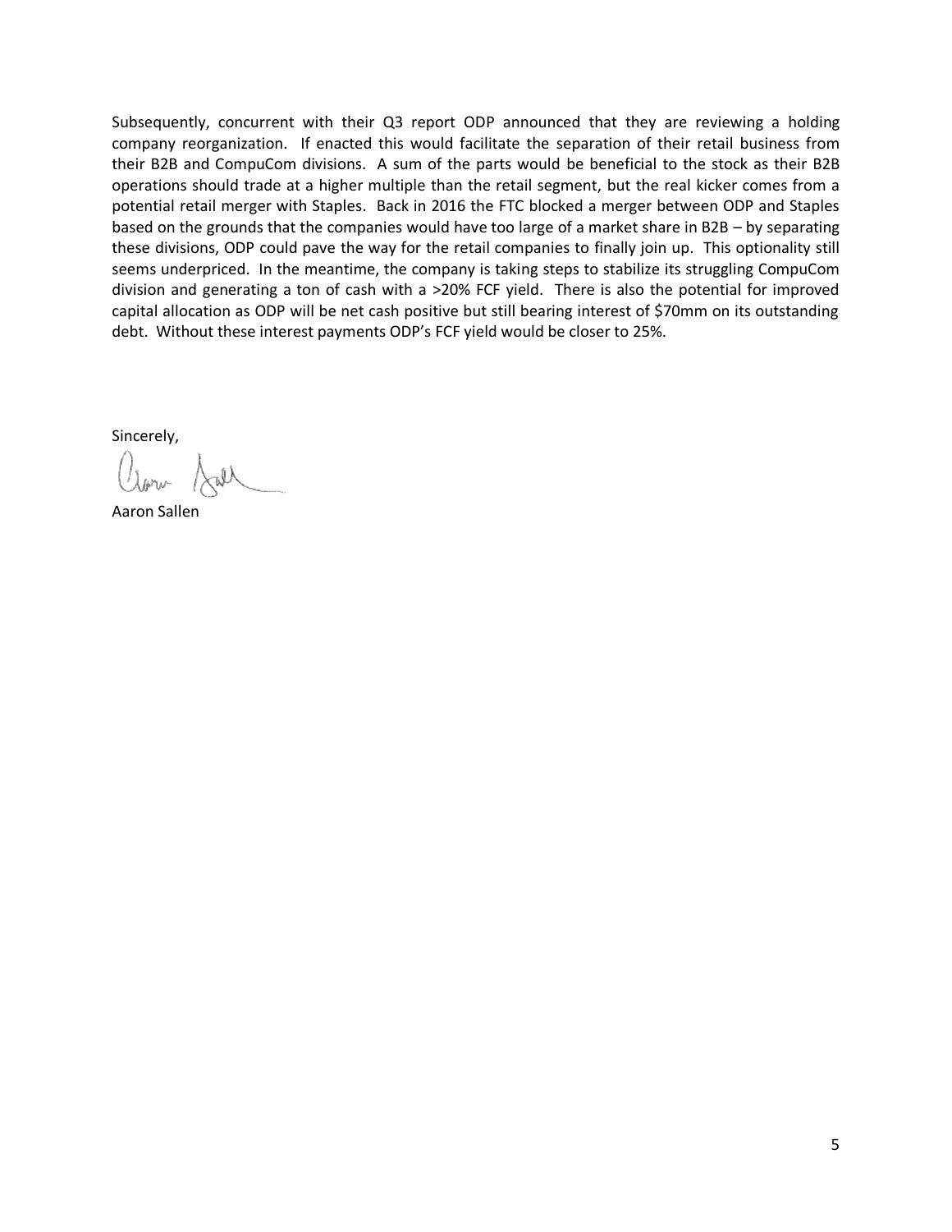Subsequently, concurrent with their Q3 report ODP announced that they are reviewing a holding company reorganization. If enacted this would facilitate the separation of their retail business from their B2B and CompuCom divisions. A sum of the parts would be beneficial to the stock as their B2B operations should trade at a higher multiple than the retail segment, but the real kicker comes from a potential retail merger with Staples. Back in 2016 the FTC blocked a merger between ODP and Staples based on the grounds that the companies would have too large of a market share in B2B – by separating these divisions, ODP could pave the way for the retail companies to finally join up. This optionality still seems underpriced. In the meantime, the company is taking steps to stabilize its struggling CompuCom division and generating a ton of cash with a >20% FCF yield. There is also the potential for improved capital allocation as ODP will be net cash positive but still bearing interest of $70mm on its outstanding debt. Without these interest payments ODP's FCF yield would be closer to 25%.

Sincerely,

Aaron Sallen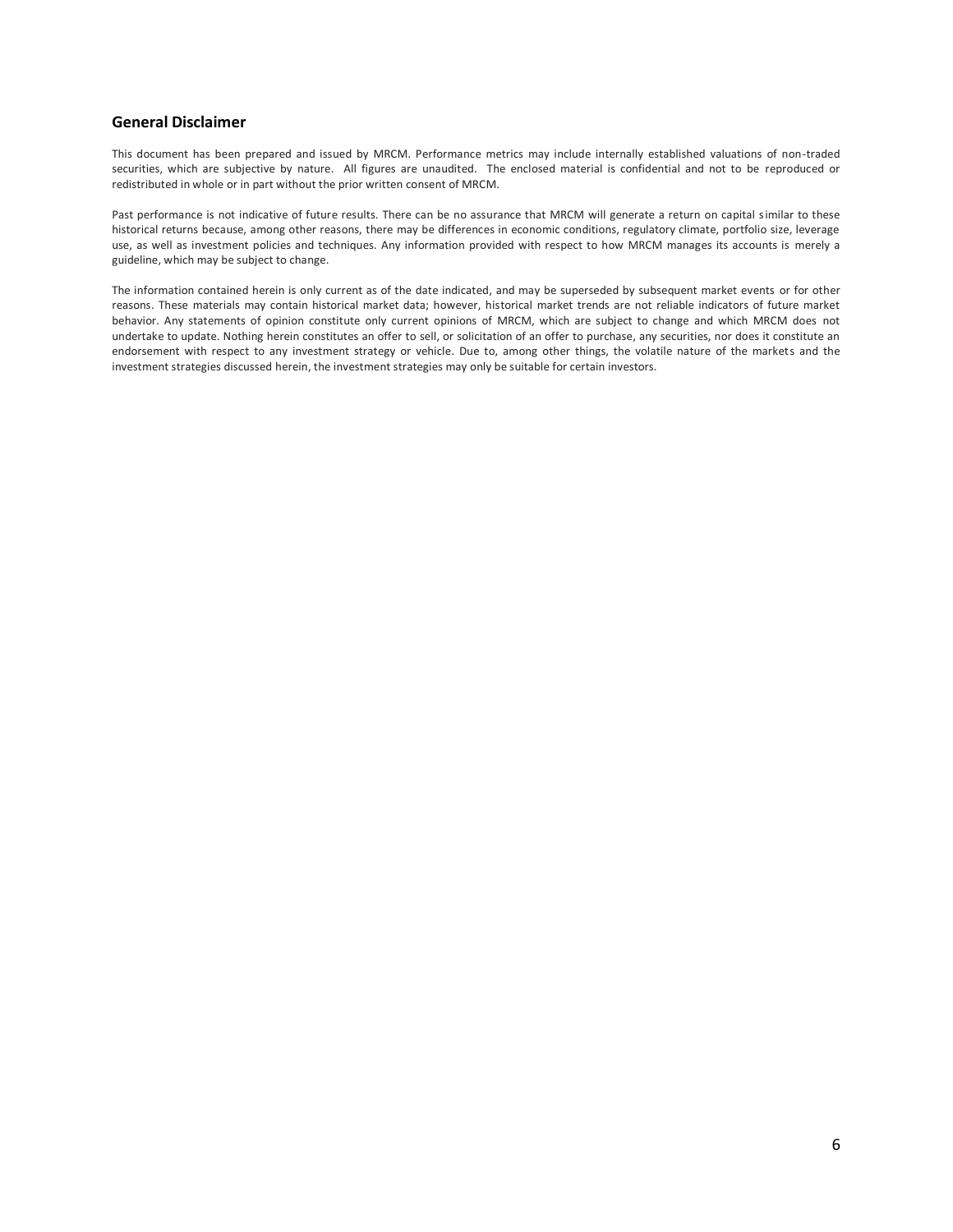## General Disclaimer

This document has been prepared and issued by MRCM. Performance metrics may include internally established valuations of non-traded securities, which are subjective by nature. All figures are unaudited. The enclosed material is confidential and not to be reproduced or redistributed in whole or in part without the prior written consent of MRCM.

Past performance is not indicative of future results. There can be no assurance that MRCM will generate a return on capital similar to these historical returns because, among other reasons, there may be differences in economic conditions, regulatory climate, portfolio size, leverage use, as well as investment policies and techniques. Any information provided with respect to how MRCM manages its accounts is merely a guideline, which may be subject to change.

The information contained herein is only current as of the date indicated, and may be superseded by subsequent market events or for other reasons. These materials may contain historical market data; however, historical market trends are not reliable indicators of future market behavior. Any statements of opinion constitute only current opinions of MRCM, which are subject to change and which MRCM does not undertake to update. Nothing herein constitutes an offer to sell, or solicitation of an offer to purchase, any securities, nor does it constitute an endorsement with respect to any investment strategy or vehicle. Due to, among other things, the volatile nature of the markets and the investment strategies discussed herein, the investment strategies may only be suitable for certain investors.